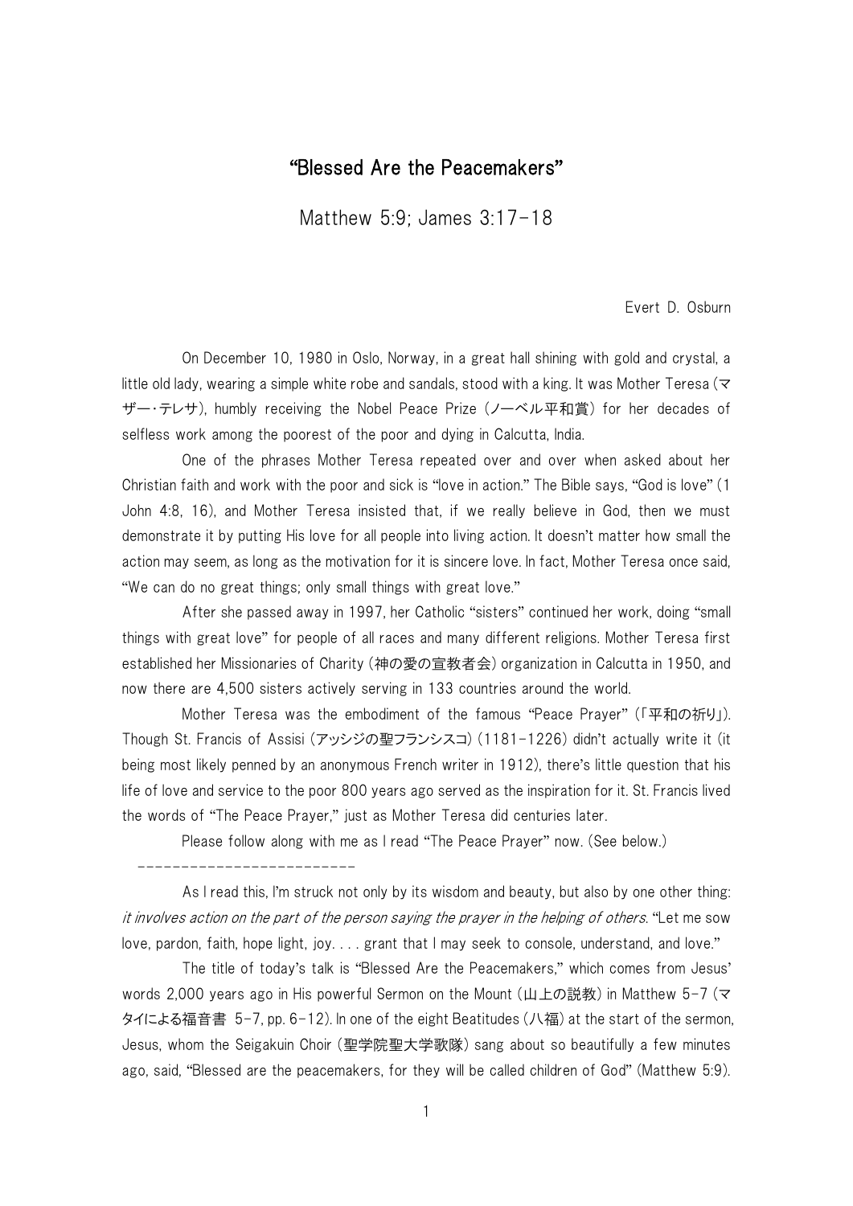# "Blessed Are the Peacemakers"

## Matthew 5:9; James 3:17-18

Evert D. Osburn

On December 10, 1980 in Oslo, Norway, in a great hall shining with gold and crystal, a little old lady, wearing a simple white robe and sandals, stood with a king. It was Mother Teresa (マザー・テレサ), humbly receiving the Nobel Peace Prize (ノーベル平和賞) for her decades of selfless work among the poorest of the poor and dying in Calcutta, India.

One of the phrases Mother Teresa repeated over and over when asked about her Christian faith and work with the poor and sick is "love in action." The Bible says, "God is love" (1 John 4:8, 16), and Mother Teresa insisted that, if we really believe in God, then we must demonstrate it by putting His love for all people into living action. It doesn't matter how small the action may seem, as long as the motivation for it is sincere love. In fact, Mother Teresa once said, "We can do no great things; only small things with great love."

After she passed away in 1997, her Catholic "sisters" continued her work, doing "small things with great love" for people of all races and many different religions. Mother Teresa first established her Missionaries of Charity (神の愛の宣教者会) organization in Calcutta in 1950, and now there are 4,500 sisters actively serving in 133 countries around the world.

Mother Teresa was the embodiment of the famous "Peace Prayer" (「平和の祈り」). Though St. Francis of Assisi (アッシジの聖フランシスコ) (1181-1226) didn't actually write it (it being most likely penned by an anonymous French writer in 1912), there's little question that his life of love and service to the poor 800 years ago served as the inspiration for it. St. Francis lived the words of "The Peace Prayer," just as Mother Teresa did centuries later.

Please follow along with me as I read "The Peace Prayer" now. (See below.)

-------------------------

As I read this, I'm struck not only by its wisdom and beauty, but also by one other thing: *it involves action on the part of the person saying the prayer in the helping of others*. "Let me sow love, pardon, faith, hope light, joy. . . . grant that I may seek to console, understand, and love."

The title of today's talk is "Blessed Are the Peacemakers," which comes from Jesus' words 2,000 years ago in His powerful Sermon on the Mount (山上の説教) in Matthew 5-7 (マタイによる福音書 5-7, pp. 6-12). In one of the eight Beatitudes (八福) at the start of the sermon, Jesus, whom the Seigakuin Choir (聖学院聖大学歌隊) sang about so beautifully a few minutes ago, said, "Blessed are the peacemakers, for they will be called children of God" (Matthew 5:9).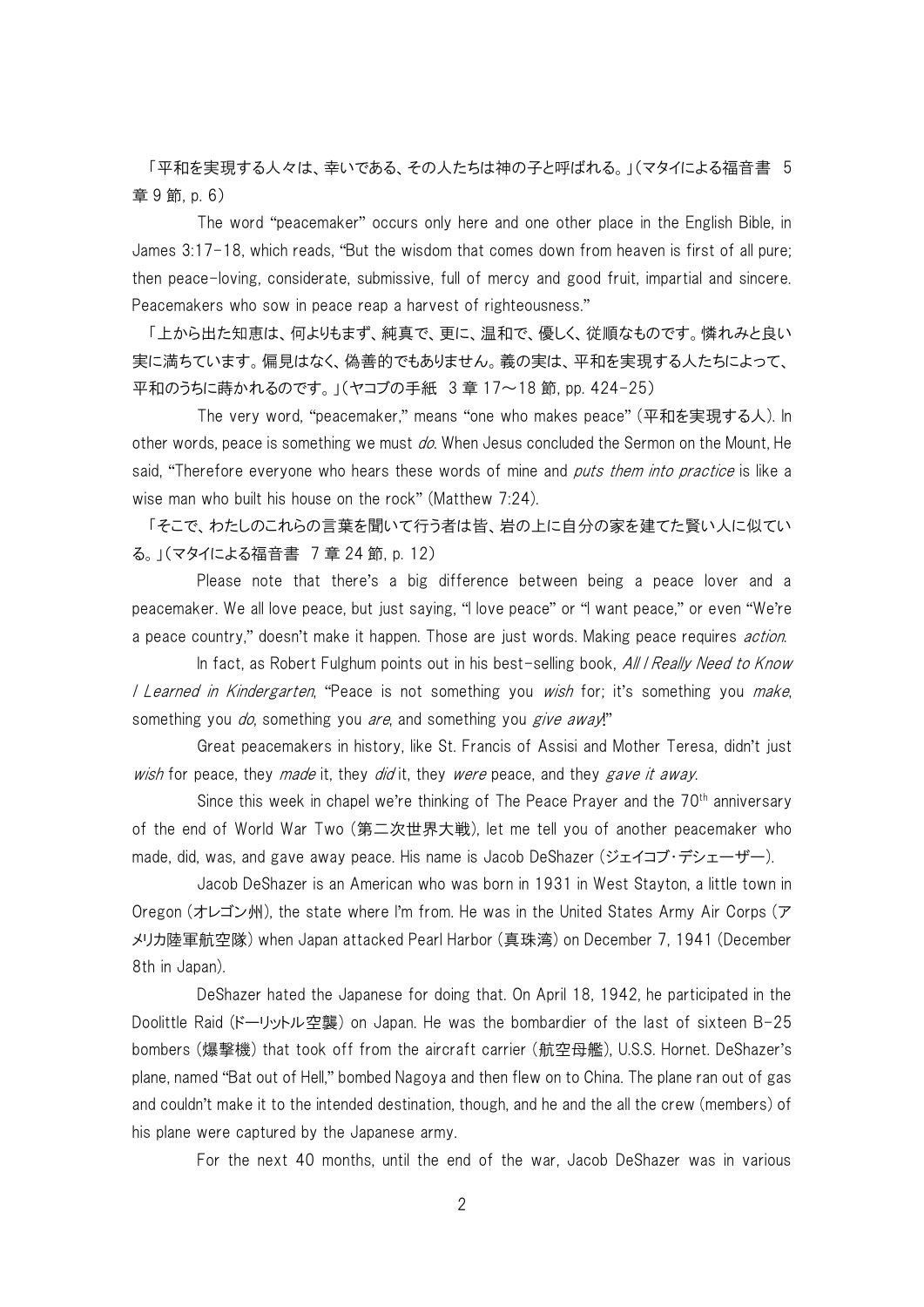「平和を実現する人々は、幸いである、その人たちは神の子と呼ばれる。」(マタイによる福音書　5章 9 節, p. 6)

The word "peacemaker" occurs only here and one other place in the English Bible, in James 3:17-18, which reads, "But the wisdom that comes down from heaven is first of all pure; then peace-loving, considerate, submissive, full of mercy and good fruit, impartial and sincere. Peacemakers who sow in peace reap a harvest of righteousness."

「上から出た知恵は、何よりもまず、純真で、更に、温和で、優しく、従順なものです。憐れみと良い実に満ちています。偏見はなく、偽善的でもありません。義の実は、平和を実現する人たちによって、平和のうちに蒔かれるのです。」(ヤコブの手紙　3 章 17～18 節, pp. 424-25)

The very word, "peacemaker," means "one who makes peace" (平和を実現する人). In other words, peace is something we must *do*. When Jesus concluded the Sermon on the Mount, He said, "Therefore everyone who hears these words of mine and *puts them into practice* is like a wise man who built his house on the rock" (Matthew 7:24).

「そこで、わたしのこれらの言葉を聞いて行う者は皆、岩の上に自分の家を建てた賢い人に似ている。」(マタイによる福音書　7 章 24 節, p. 12)

Please note that there's a big difference between being a peace lover and a peacemaker. We all love peace, but just saying, "I love peace" or "I want peace," or even "We're a peace country," doesn't make it happen. Those are just words. Making peace requires *action*.

In fact, as Robert Fulghum points out in his best-selling book, *All I Really Need to Know I Learned in Kindergarten*, "Peace is not something you *wish* for; it's something you *make*, something you *do*, something you *are*, and something you *give away*!"

Great peacemakers in history, like St. Francis of Assisi and Mother Teresa, didn't just *wish* for peace, they *made* it, they *did* it, they *were* peace, and they *gave it away*.

Since this week in chapel we're thinking of The Peace Prayer and the 70th anniversary of the end of World War Two (第二次世界大戦), let me tell you of another peacemaker who made, did, was, and gave away peace. His name is Jacob DeShazer (ジェイコブ・デシェーザー).

Jacob DeShazer is an American who was born in 1931 in West Stayton, a little town in Oregon (オレゴン州), the state where I'm from. He was in the United States Army Air Corps (アメリカ陸軍航空隊) when Japan attacked Pearl Harbor (真珠湾) on December 7, 1941 (December 8th in Japan).

DeShazer hated the Japanese for doing that. On April 18, 1942, he participated in the Doolittle Raid (ドーリットル空襲) on Japan. He was the bombardier of the last of sixteen B-25 bombers (爆撃機) that took off from the aircraft carrier (航空母艦), U.S.S. Hornet. DeShazer's plane, named "Bat out of Hell," bombed Nagoya and then flew on to China. The plane ran out of gas and couldn't make it to the intended destination, though, and he and the all the crew (members) of his plane were captured by the Japanese army.

For the next 40 months, until the end of the war, Jacob DeShazer was in various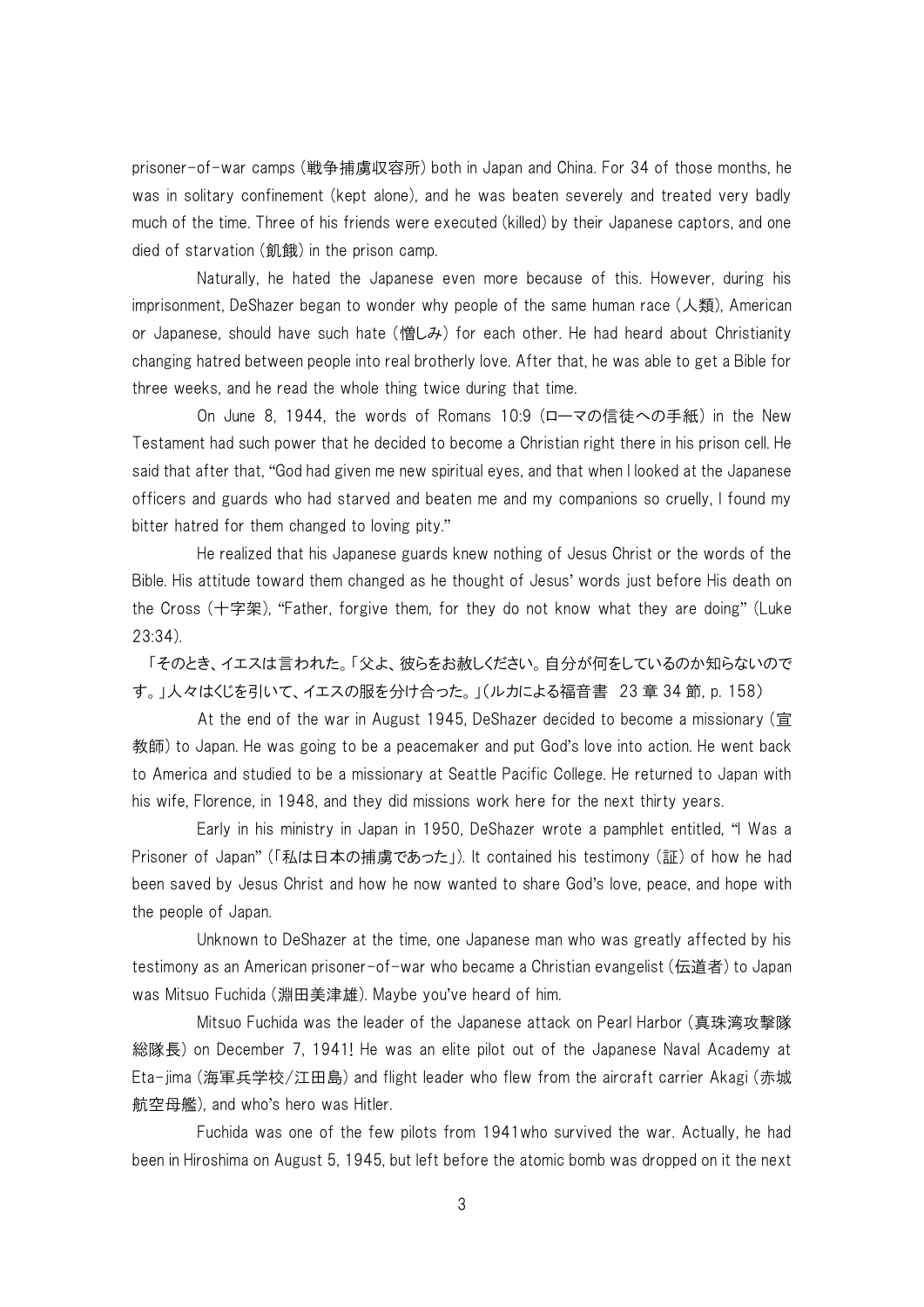prisoner-of-war camps (戦争捕虜収容所) both in Japan and China. For 34 of those months, he was in solitary confinement (kept alone), and he was beaten severely and treated very badly much of the time. Three of his friends were executed (killed) by their Japanese captors, and one died of starvation (飢餓) in the prison camp.

Naturally, he hated the Japanese even more because of this. However, during his imprisonment, DeShazer began to wonder why people of the same human race (人類), American or Japanese, should have such hate (憎しみ) for each other. He had heard about Christianity changing hatred between people into real brotherly love. After that, he was able to get a Bible for three weeks, and he read the whole thing twice during that time.

On June 8, 1944, the words of Romans 10:9 (ローマの信徒への手紙) in the New Testament had such power that he decided to become a Christian right there in his prison cell. He said that after that, "God had given me new spiritual eyes, and that when I looked at the Japanese officers and guards who had starved and beaten me and my companions so cruelly, I found my bitter hatred for them changed to loving pity."

He realized that his Japanese guards knew nothing of Jesus Christ or the words of the Bible. His attitude toward them changed as he thought of Jesus' words just before His death on the Cross (十字架), "Father, forgive them, for they do not know what they are doing" (Luke 23:34).

「そのとき、イエスは言われた。「父よ、彼らをお赦しください。自分が何をしているのか知らないのです。」人々はくじを引いて、イエスの服を分け合った。」(ルカによる福音書　23 章 34 節, p. 158)

At the end of the war in August 1945, DeShazer decided to become a missionary (宣教師) to Japan. He was going to be a peacemaker and put God's love into action. He went back to America and studied to be a missionary at Seattle Pacific College. He returned to Japan with his wife, Florence, in 1948, and they did missions work here for the next thirty years.

Early in his ministry in Japan in 1950, DeShazer wrote a pamphlet entitled, "I Was a Prisoner of Japan" (「私は日本の捕虜であった」). It contained his testimony (証) of how he had been saved by Jesus Christ and how he now wanted to share God's love, peace, and hope with the people of Japan.

Unknown to DeShazer at the time, one Japanese man who was greatly affected by his testimony as an American prisoner-of-war who became a Christian evangelist (伝道者) to Japan was Mitsuo Fuchida (淵田美津雄). Maybe you've heard of him.

Mitsuo Fuchida was the leader of the Japanese attack on Pearl Harbor (真珠湾攻撃隊総隊長) on December 7, 1941! He was an elite pilot out of the Japanese Naval Academy at Eta-jima (海軍兵学校/江田島) and flight leader who flew from the aircraft carrier Akagi (赤城航空母艦), and who's hero was Hitler.

Fuchida was one of the few pilots from 1941who survived the war. Actually, he had been in Hiroshima on August 5, 1945, but left before the atomic bomb was dropped on it the next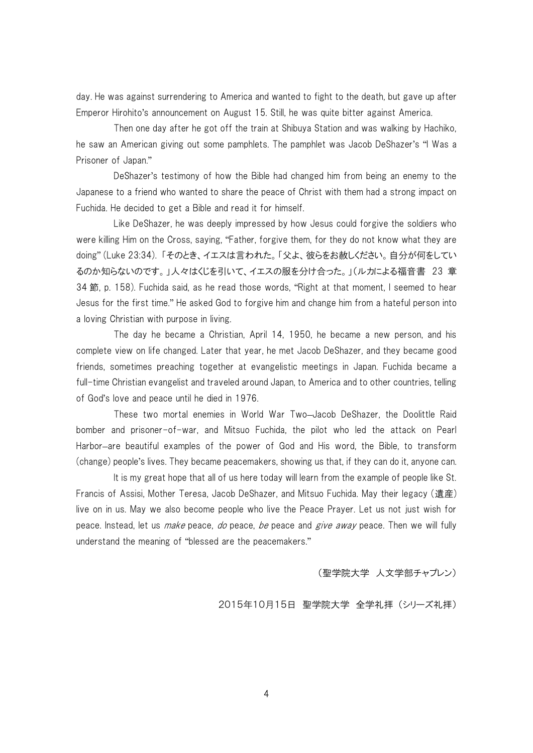day. He was against surrendering to America and wanted to fight to the death, but gave up after Emperor Hirohito's announcement on August 15. Still, he was quite bitter against America.

Then one day after he got off the train at Shibuya Station and was walking by Hachiko, he saw an American giving out some pamphlets. The pamphlet was Jacob DeShazer's "I Was a Prisoner of Japan."

DeShazer's testimony of how the Bible had changed him from being an enemy to the Japanese to a friend who wanted to share the peace of Christ with them had a strong impact on Fuchida. He decided to get a Bible and read it for himself.

Like DeShazer, he was deeply impressed by how Jesus could forgive the soldiers who were killing Him on the Cross, saying, "Father, forgive them, for they do not know what they are doing" (Luke 23:34). 「そのとき、イエスは言われた。「父よ、彼らをお赦しください。自分が何をしているのか知らないのです。」人々はくじを引いて、イエスの服を分け合った。」(ルカによる福音書 23 章 34 節, p. 158). Fuchida said, as he read those words, "Right at that moment, I seemed to hear Jesus for the first time." He asked God to forgive him and change him from a hateful person into a loving Christian with purpose in living.

The day he became a Christian, April 14, 1950, he became a new person, and his complete view on life changed. Later that year, he met Jacob DeShazer, and they became good friends, sometimes preaching together at evangelistic meetings in Japan. Fuchida became a full-time Christian evangelist and traveled around Japan, to America and to other countries, telling of God's love and peace until he died in 1976.

These two mortal enemies in World War Two—Jacob DeShazer, the Doolittle Raid bomber and prisoner-of-war, and Mitsuo Fuchida, the pilot who led the attack on Pearl Harbor—are beautiful examples of the power of God and His word, the Bible, to transform (change) people's lives. They became peacemakers, showing us that, if they can do it, anyone can.

It is my great hope that all of us here today will learn from the example of people like St. Francis of Assisi, Mother Teresa, Jacob DeShazer, and Mitsuo Fuchida. May their legacy (遺産) live on in us. May we also become people who live the Peace Prayer. Let us not just wish for peace. Instead, let us *make* peace, *do* peace, *be* peace and *give away* peace. Then we will fully understand the meaning of "blessed are the peacemakers."

（聖学院大学　人文学部チャプレン）

2015年10月15日　聖学院大学　全学礼拝（シリーズ礼拝）